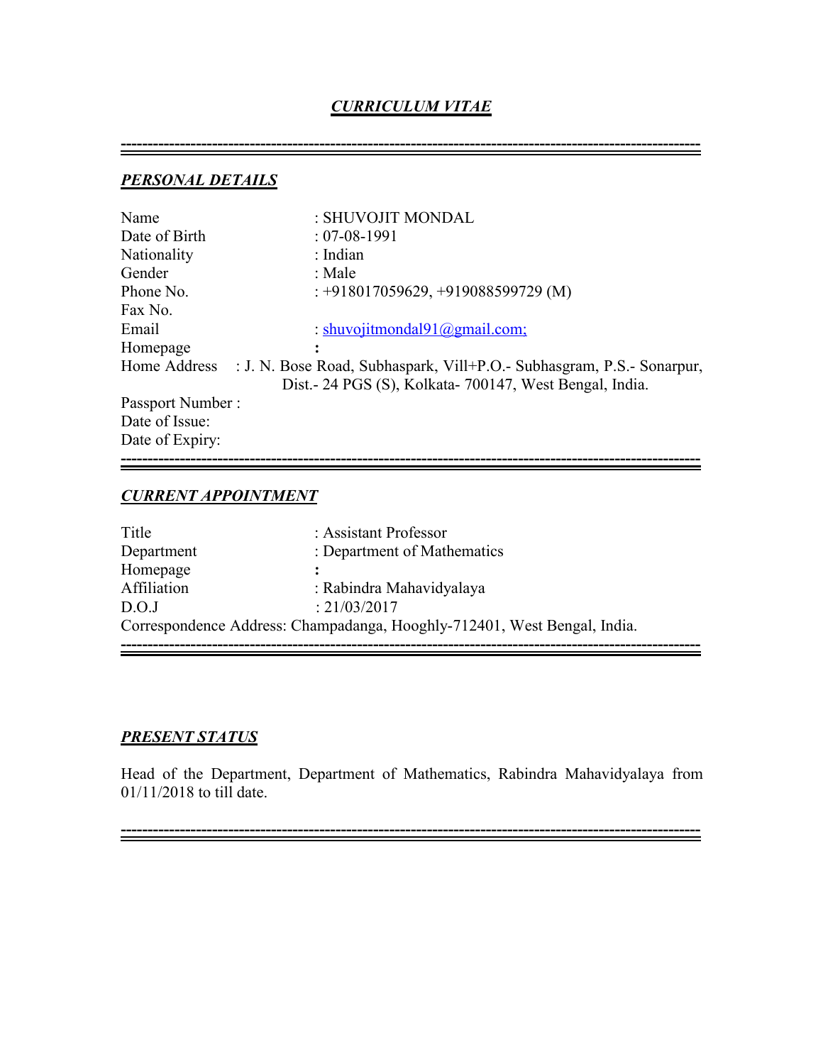# *CURRICULUM VITAE*

---

## *PERSONAL DETAILS*

| | |
|---|---|
| Name | : SHUVOJIT MONDAL |
| Date of Birth | : 07-08-1991 |
| Nationality | : Indian |
| Gender | : Male |
| Phone No. | : +918017059629, +919088599729 (M) |
| Fax No. | |
| Email | : shuvojitmondal91@gmail.com; |
| Homepage | : |
| Home Address | : J. N. Bose Road, Subhaspark, Vill+P.O.- Subhasgram, P.S.- Sonarpur, Dist.- 24 PGS (S), Kolkata- 700147, West Bengal, India. |
| Passport Number : | |
| Date of Issue: | |
| Date of Expiry: | |

---

## *CURRENT APPOINTMENT*

| | |
|---|---|
| Title | : Assistant Professor |
| Department | : Department of Mathematics |
| Homepage | : |
| Affiliation | : Rabindra Mahavidyalaya |
| D.O.J | : 21/03/2017 |

Correspondence Address: Champadanga, Hooghly-712401, West Bengal, India.

---

## *PRESENT STATUS*

Head of the Department, Department of Mathematics, Rabindra Mahavidyalaya from 01/11/2018 to till date.

---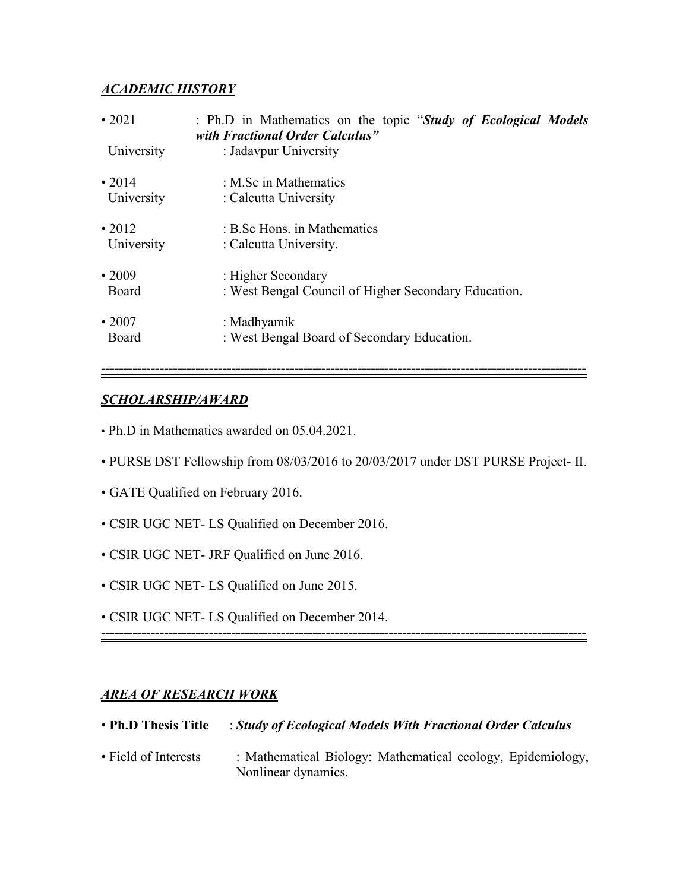## ***ACADEMIC HISTORY***

| | |
|---|---|
| • 2021 | : Ph.D in Mathematics on the topic "***Study of Ecological Models with Fractional Order Calculus"*** |
| University | : Jadavpur University |
| • 2014 | : M.Sc in Mathematics |
| University | : Calcutta University |
| • 2012 | : B.Sc Hons. in Mathematics |
| University | : Calcutta University. |
| • 2009 | : Higher Secondary |
| Board | : West Bengal Council of Higher Secondary Education. |
| • 2007 | : Madhyamik |
| Board | : West Bengal Board of Secondary Education. |

---

## ***SCHOLARSHIP/AWARD***

- Ph.D in Mathematics awarded on 05.04.2021.
- PURSE DST Fellowship from 08/03/2016 to 20/03/2017 under DST PURSE Project- II.
- GATE Qualified on February 2016.
- CSIR UGC NET- LS Qualified on December 2016.
- CSIR UGC NET- JRF Qualified on June 2016.
- CSIR UGC NET- LS Qualified on June 2015.
- CSIR UGC NET- LS Qualified on December 2014.

---

## ***AREA OF RESEARCH WORK***

- **Ph.D Thesis Title** : ***Study of Ecological Models With Fractional Order Calculus***
- Field of Interests : Mathematical Biology: Mathematical ecology, Epidemiology, Nonlinear dynamics.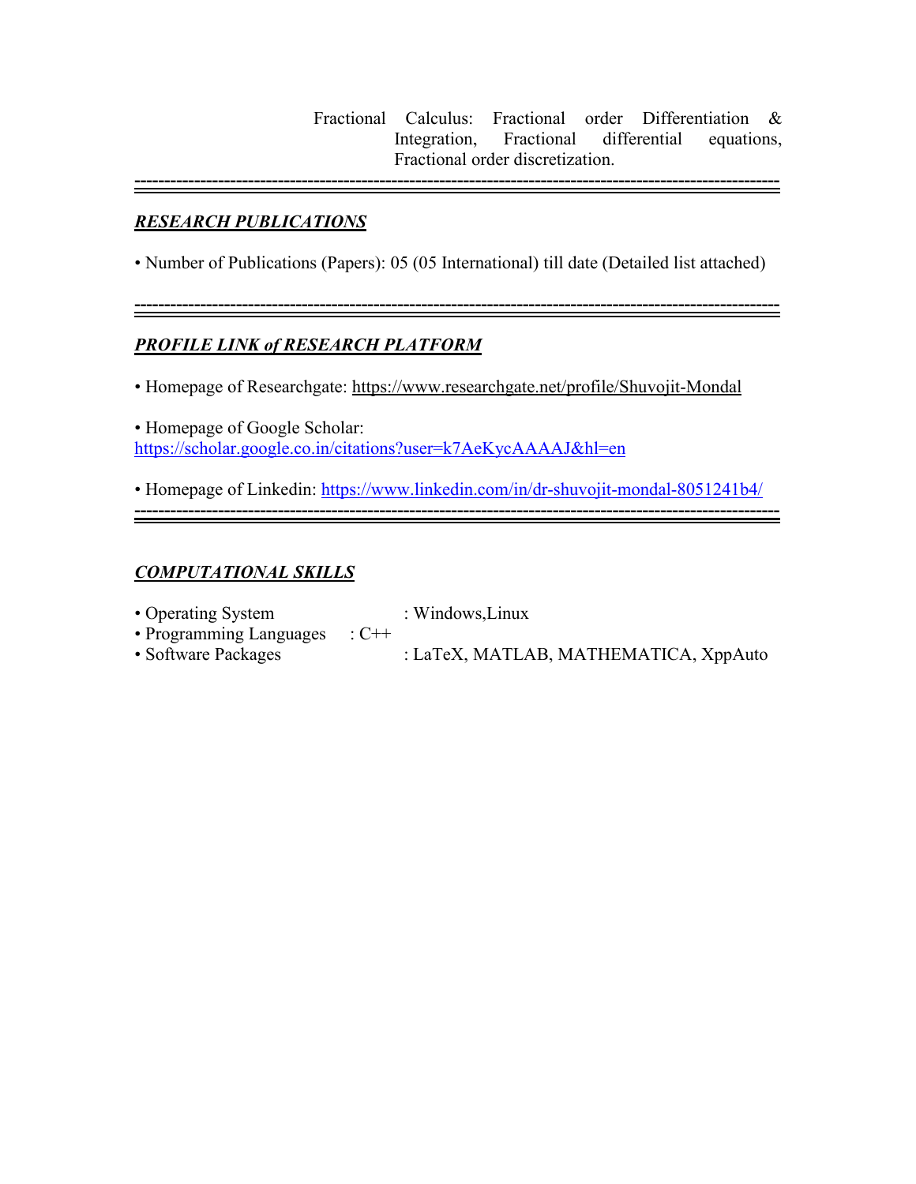Fractional Calculus: Fractional order Differentiation & Integration, Fractional differential equations, Fractional order discretization.

---

## ***RESEARCH PUBLICATIONS***

• Number of Publications (Papers): 05 (05 International) till date (Detailed list attached)

---

## ***PROFILE LINK of RESEARCH PLATFORM***

• Homepage of Researchgate: https://www.researchgate.net/profile/Shuvojit-Mondal

• Homepage of Google Scholar: https://scholar.google.co.in/citations?user=k7AeKycAAAAJ&hl=en

• Homepage of Linkedin: https://www.linkedin.com/in/dr-shuvojit-mondal-8051241b4/

---

## ***COMPUTATIONAL SKILLS***

• Operating System : Windows,Linux
• Programming Languages : C++
• Software Packages : LaTeX, MATLAB, MATHEMATICA, XppAuto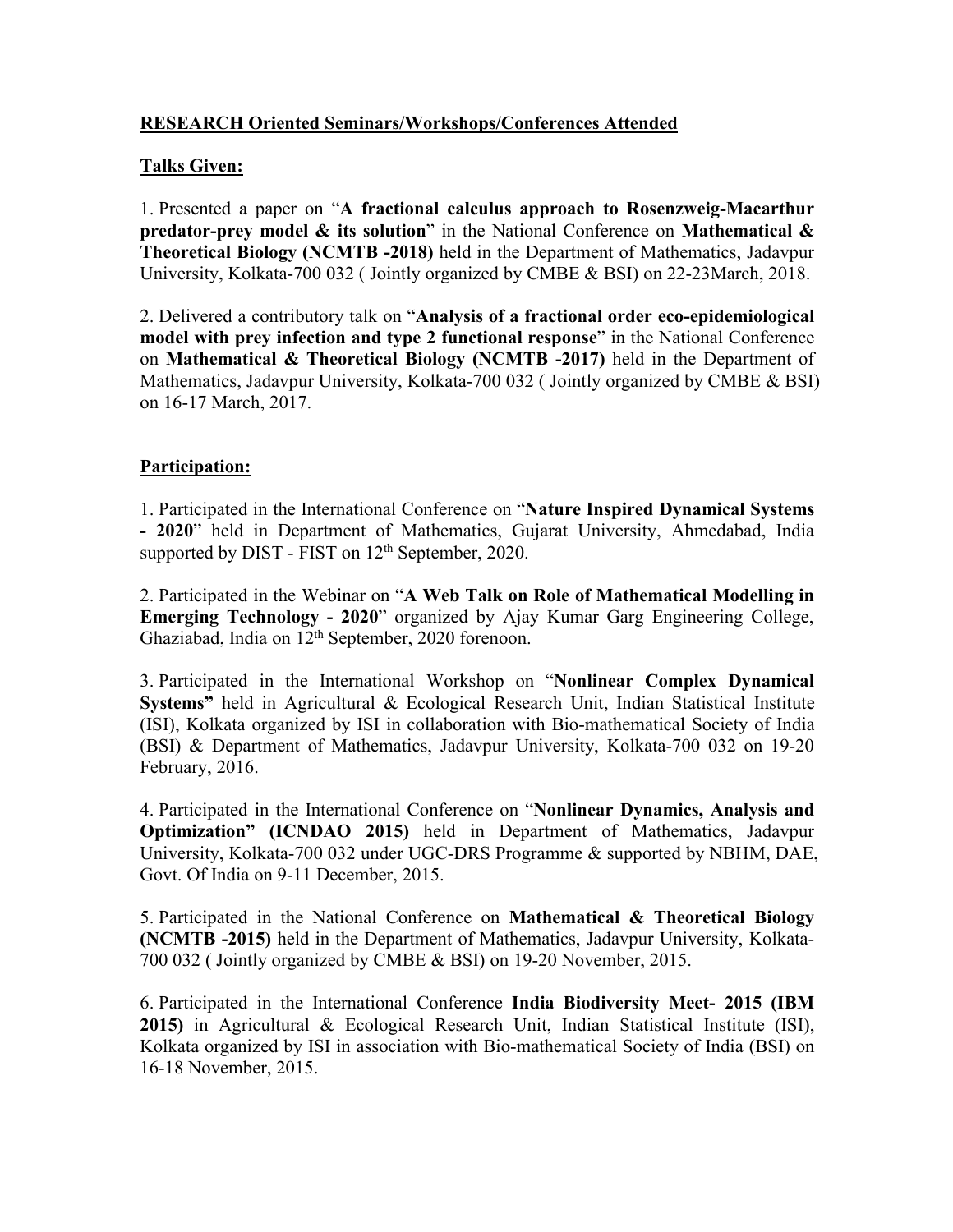## **RESEARCH Oriented Seminars/Workshops/Conferences Attended**

### **Talks Given:**

1. Presented a paper on "**A fractional calculus approach to Rosenzweig-Macarthur predator-prey model & its solution**" in the National Conference on **Mathematical & Theoretical Biology (NCMTB -2018)** held in the Department of Mathematics, Jadavpur University, Kolkata-700 032 ( Jointly organized by CMBE & BSI) on 22-23March, 2018.

2. Delivered a contributory talk on "**Analysis of a fractional order eco-epidemiological model with prey infection and type 2 functional response**" in the National Conference on **Mathematical & Theoretical Biology (NCMTB -2017)** held in the Department of Mathematics, Jadavpur University, Kolkata-700 032 ( Jointly organized by CMBE & BSI) on 16-17 March, 2017.

### **Participation:**

1. Participated in the International Conference on "**Nature Inspired Dynamical Systems - 2020**" held in Department of Mathematics, Gujarat University, Ahmedabad, India supported by DIST - FIST on 12th September, 2020.

2. Participated in the Webinar on "**A Web Talk on Role of Mathematical Modelling in Emerging Technology - 2020**" organized by Ajay Kumar Garg Engineering College, Ghaziabad, India on 12th September, 2020 forenoon.

3. Participated in the International Workshop on "**Nonlinear Complex Dynamical Systems"** held in Agricultural & Ecological Research Unit, Indian Statistical Institute (ISI), Kolkata organized by ISI in collaboration with Bio-mathematical Society of India (BSI) & Department of Mathematics, Jadavpur University, Kolkata-700 032 on 19-20 February, 2016.

4. Participated in the International Conference on "**Nonlinear Dynamics, Analysis and Optimization" (ICNDAO 2015)** held in Department of Mathematics, Jadavpur University, Kolkata-700 032 under UGC-DRS Programme & supported by NBHM, DAE, Govt. Of India on 9-11 December, 2015.

5. Participated in the National Conference on **Mathematical & Theoretical Biology (NCMTB -2015)** held in the Department of Mathematics, Jadavpur University, Kolkata-700 032 ( Jointly organized by CMBE & BSI) on 19-20 November, 2015.

6. Participated in the International Conference **India Biodiversity Meet- 2015 (IBM 2015)** in Agricultural & Ecological Research Unit, Indian Statistical Institute (ISI), Kolkata organized by ISI in association with Bio-mathematical Society of India (BSI) on 16-18 November, 2015.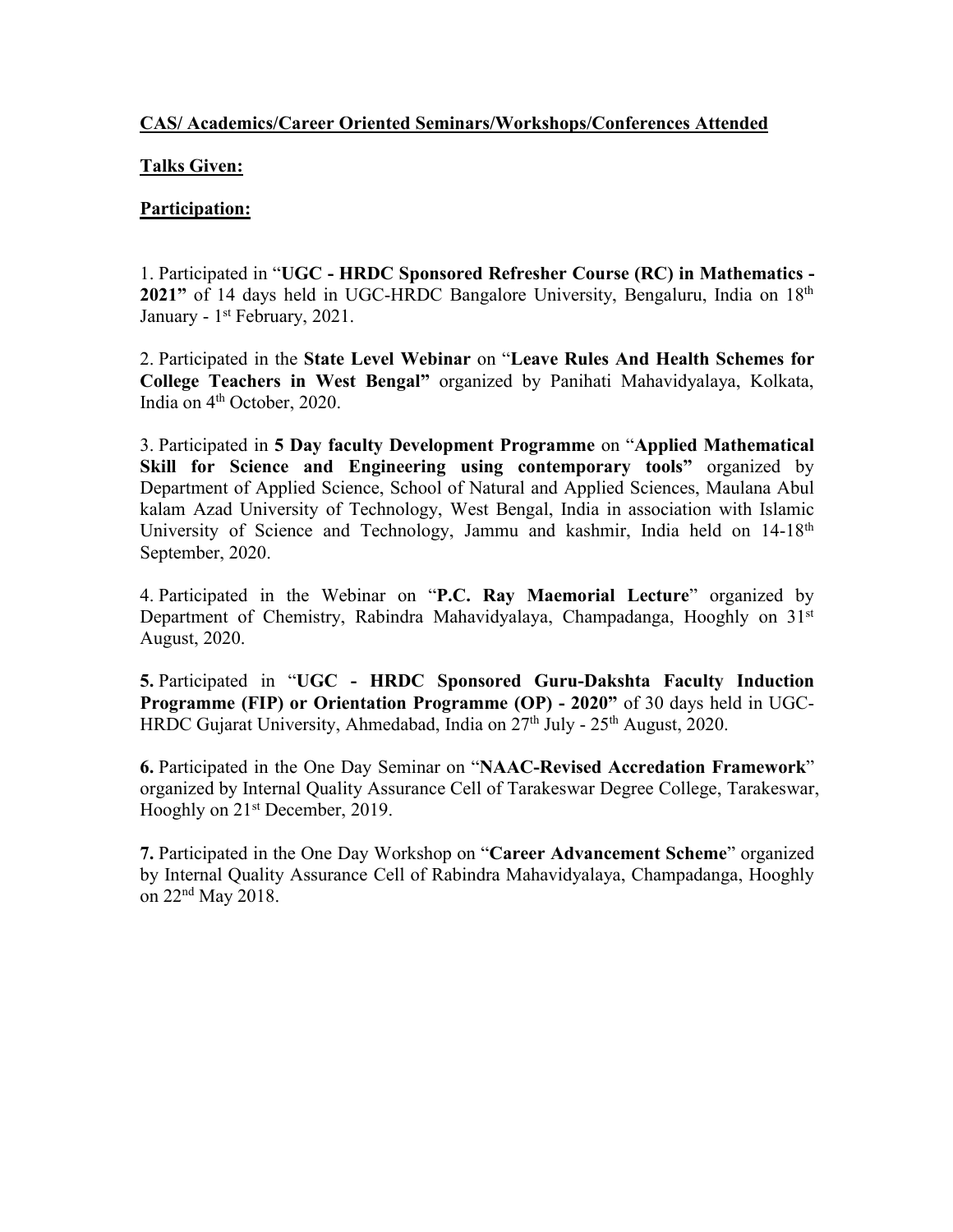**CAS/ Academics/Career Oriented Seminars/Workshops/Conferences Attended**

**Talks Given:**

**Participation:**

1. Participated in "**UGC - HRDC Sponsored Refresher Course (RC) in Mathematics - 2021"** of 14 days held in UGC-HRDC Bangalore University, Bengaluru, India on 18th January - 1st February, 2021.

2. Participated in the **State Level Webinar** on "**Leave Rules And Health Schemes for College Teachers in West Bengal"** organized by Panihati Mahavidyalaya, Kolkata, India on 4th October, 2020.

3. Participated in **5 Day faculty Development Programme** on "**Applied Mathematical Skill for Science and Engineering using contemporary tools"** organized by Department of Applied Science, School of Natural and Applied Sciences, Maulana Abul kalam Azad University of Technology, West Bengal, India in association with Islamic University of Science and Technology, Jammu and kashmir, India held on 14-18th September, 2020.

4. Participated in the Webinar on "**P.C. Ray Maemorial Lecture**" organized by Department of Chemistry, Rabindra Mahavidyalaya, Champadanga, Hooghly on 31st August, 2020.

**5.** Participated in "**UGC - HRDC Sponsored Guru-Dakshta Faculty Induction Programme (FIP) or Orientation Programme (OP) - 2020"** of 30 days held in UGC-HRDC Gujarat University, Ahmedabad, India on 27th July - 25th August, 2020.

**6.** Participated in the One Day Seminar on "**NAAC-Revised Accredation Framework**" organized by Internal Quality Assurance Cell of Tarakeswar Degree College, Tarakeswar, Hooghly on 21st December, 2019.

**7.** Participated in the One Day Workshop on "**Career Advancement Scheme**" organized by Internal Quality Assurance Cell of Rabindra Mahavidyalaya, Champadanga, Hooghly on 22nd May 2018.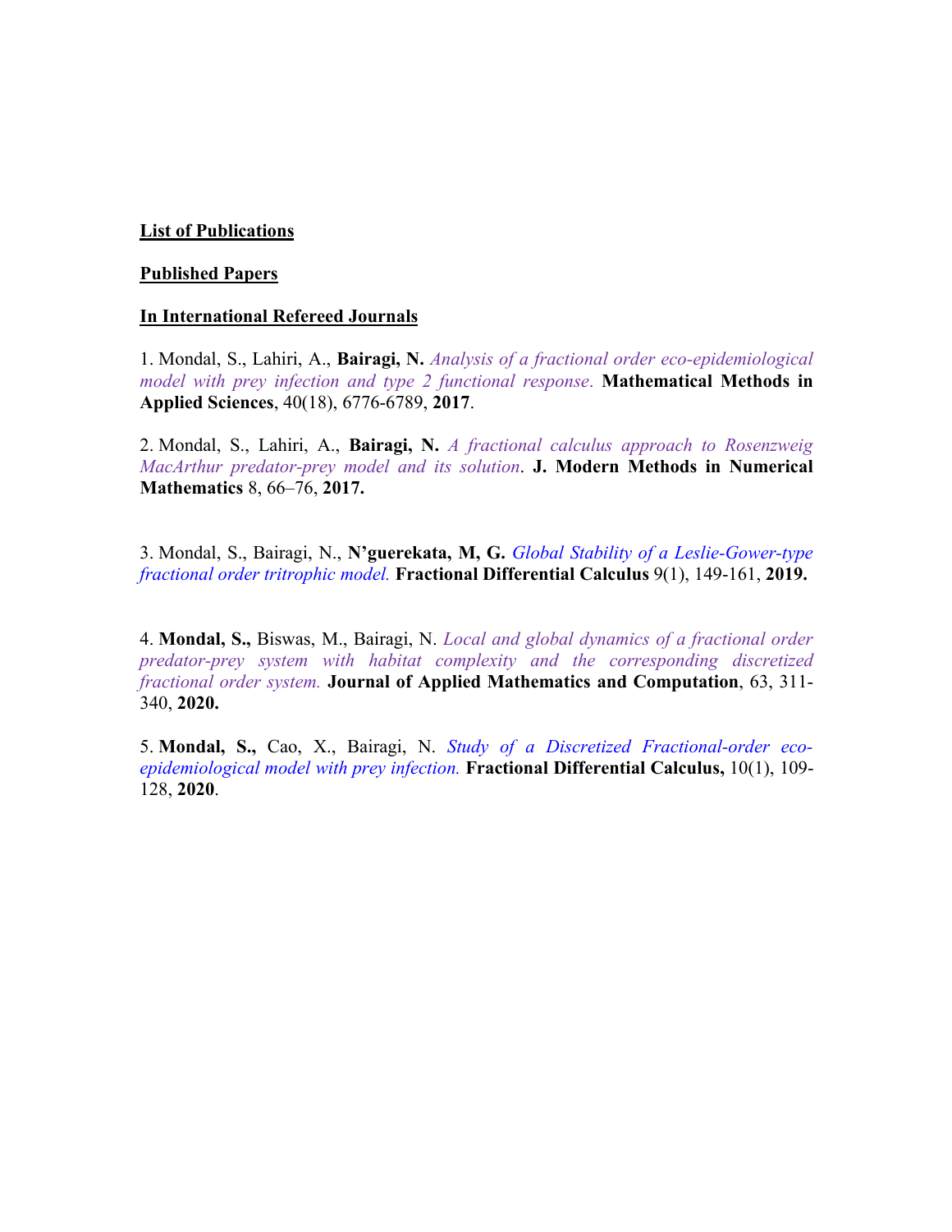**List of Publications**

**Published Papers**

**In International Refereed Journals**

1. Mondal, S., Lahiri, A., **Bairagi, N.** *Analysis of a fractional order eco-epidemiological model with prey infection and type 2 functional response.* **Mathematical Methods in Applied Sciences**, 40(18), 6776-6789, **2017**.

2. Mondal, S., Lahiri, A., **Bairagi, N.** *A fractional calculus approach to Rosenzweig MacArthur predator-prey model and its solution*. **J. Modern Methods in Numerical Mathematics** 8, 66–76, **2017.**

3. Mondal, S., Bairagi, N., **N'guerekata, M, G.** *Global Stability of a Leslie-Gower-type fractional order tritrophic model.* **Fractional Differential Calculus** 9(1), 149-161, **2019.**

4. **Mondal, S.,** Biswas, M., Bairagi, N. *Local and global dynamics of a fractional order predator-prey system with habitat complexity and the corresponding discretized fractional order system.* **Journal of Applied Mathematics and Computation**, 63, 311-340, **2020.**

5. **Mondal, S.,** Cao, X., Bairagi, N. *Study of a Discretized Fractional-order eco-epidemiological model with prey infection.* **Fractional Differential Calculus,** 10(1), 109-128, **2020**.